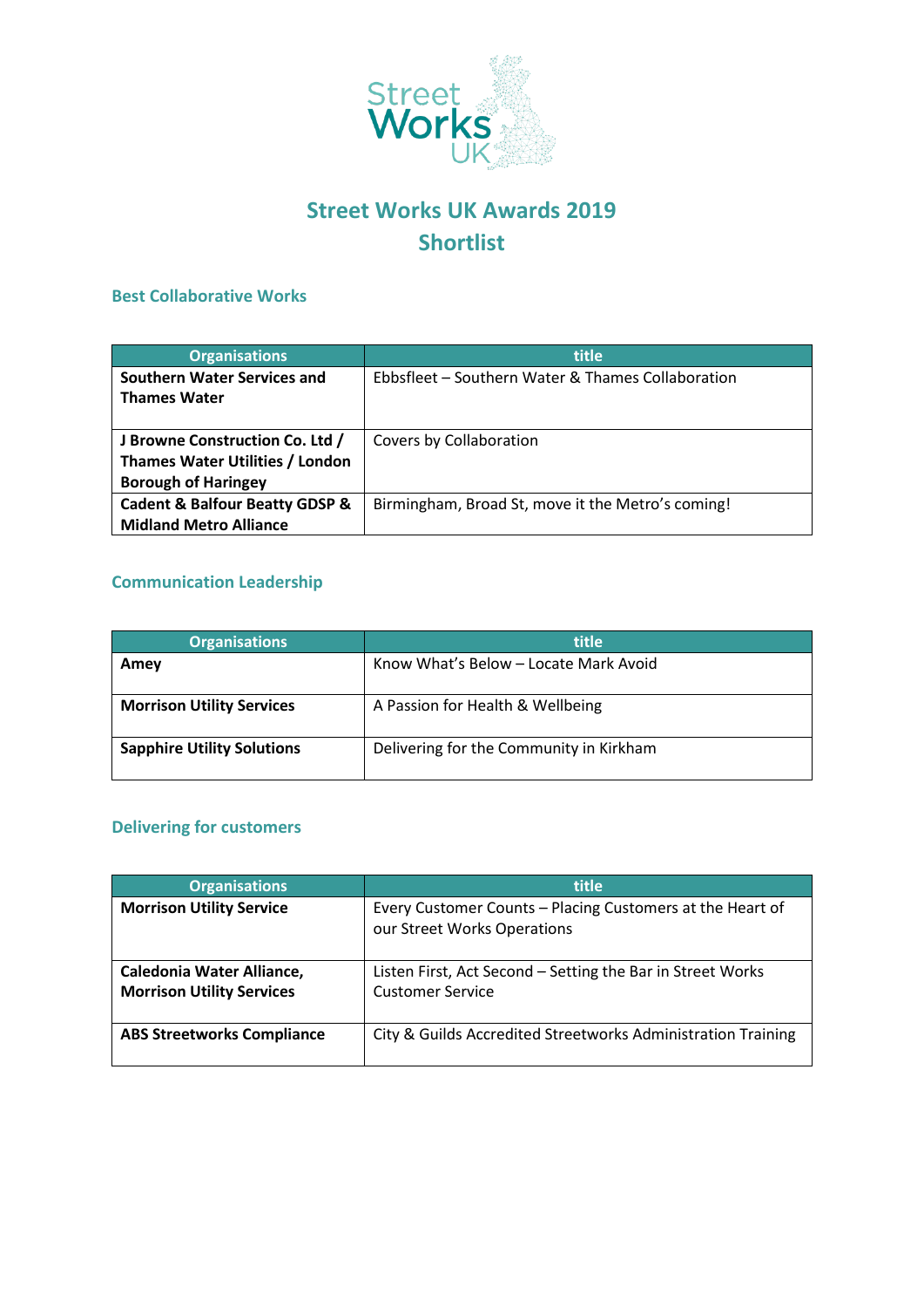# Street Works UK Awards 2019
## Shortlist

### Best Collaborative Works

| Organisations | title |
|---|---|
| **Southern Water Services and Thames Water** | Ebbsfleet – Southern Water & Thames Collaboration |
| **J Browne Construction Co. Ltd / Thames Water Utilities / London Borough of Haringey** | Covers by Collaboration |
| **Cadent & Balfour Beatty GDSP & Midland Metro Alliance** | Birmingham, Broad St, move it the Metro's coming! |

### Communication Leadership

| Organisations | title |
|---|---|
| **Amey** | Know What's Below – Locate Mark Avoid |
| **Morrison Utility Services** | A Passion for Health & Wellbeing |
| **Sapphire Utility Solutions** | Delivering for the Community in Kirkham |

### Delivering for customers

| Organisations | title |
|---|---|
| **Morrison Utility Service** | Every Customer Counts – Placing Customers at the Heart of our Street Works Operations |
| **Caledonia Water Alliance, Morrison Utility Services** | Listen First, Act Second – Setting the Bar in Street Works Customer Service |
| **ABS Streetworks Compliance** | City & Guilds Accredited Streetworks Administration Training |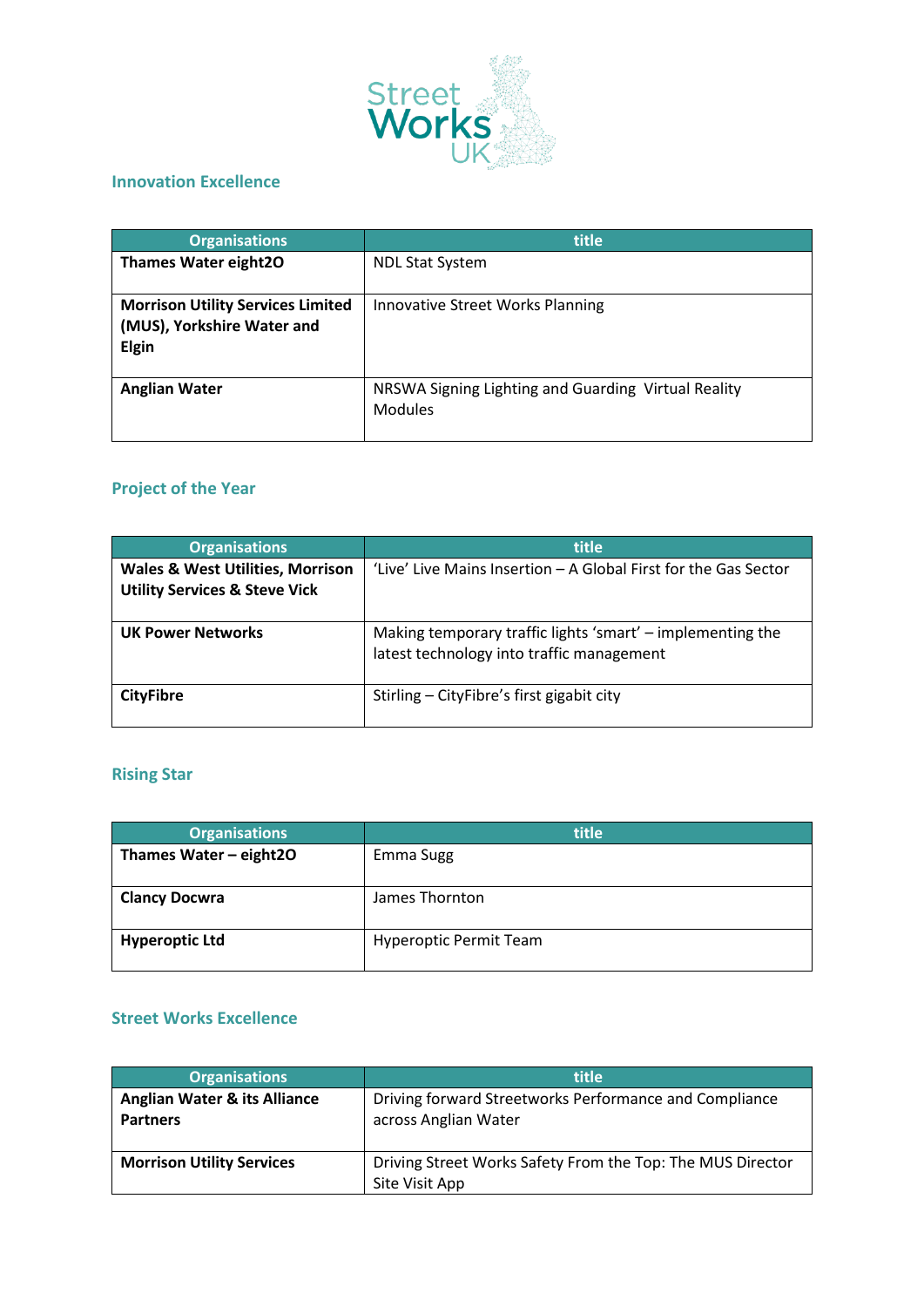## Innovation Excellence

| Organisations | title |
|---|---|
| **Thames Water eight2O** | NDL Stat System |
| **Morrison Utility Services Limited (MUS), Yorkshire Water and Elgin** | Innovative Street Works Planning |
| **Anglian Water** | NRSWA Signing Lighting and Guarding Virtual Reality Modules |

## Project of the Year

| Organisations | title |
|---|---|
| **Wales & West Utilities, Morrison Utility Services & Steve Vick** | 'Live' Live Mains Insertion – A Global First for the Gas Sector |
| **UK Power Networks** | Making temporary traffic lights 'smart' – implementing the latest technology into traffic management |
| **CityFibre** | Stirling – CityFibre's first gigabit city |

## Rising Star

| Organisations | title |
|---|---|
| **Thames Water – eight2O** | Emma Sugg |
| **Clancy Docwra** | James Thornton |
| **Hyperoptic Ltd** | Hyperoptic Permit Team |

## Street Works Excellence

| Organisations | title |
|---|---|
| **Anglian Water & its Alliance Partners** | Driving forward Streetworks Performance and Compliance across Anglian Water |
| **Morrison Utility Services** | Driving Street Works Safety From the Top: The MUS Director Site Visit App |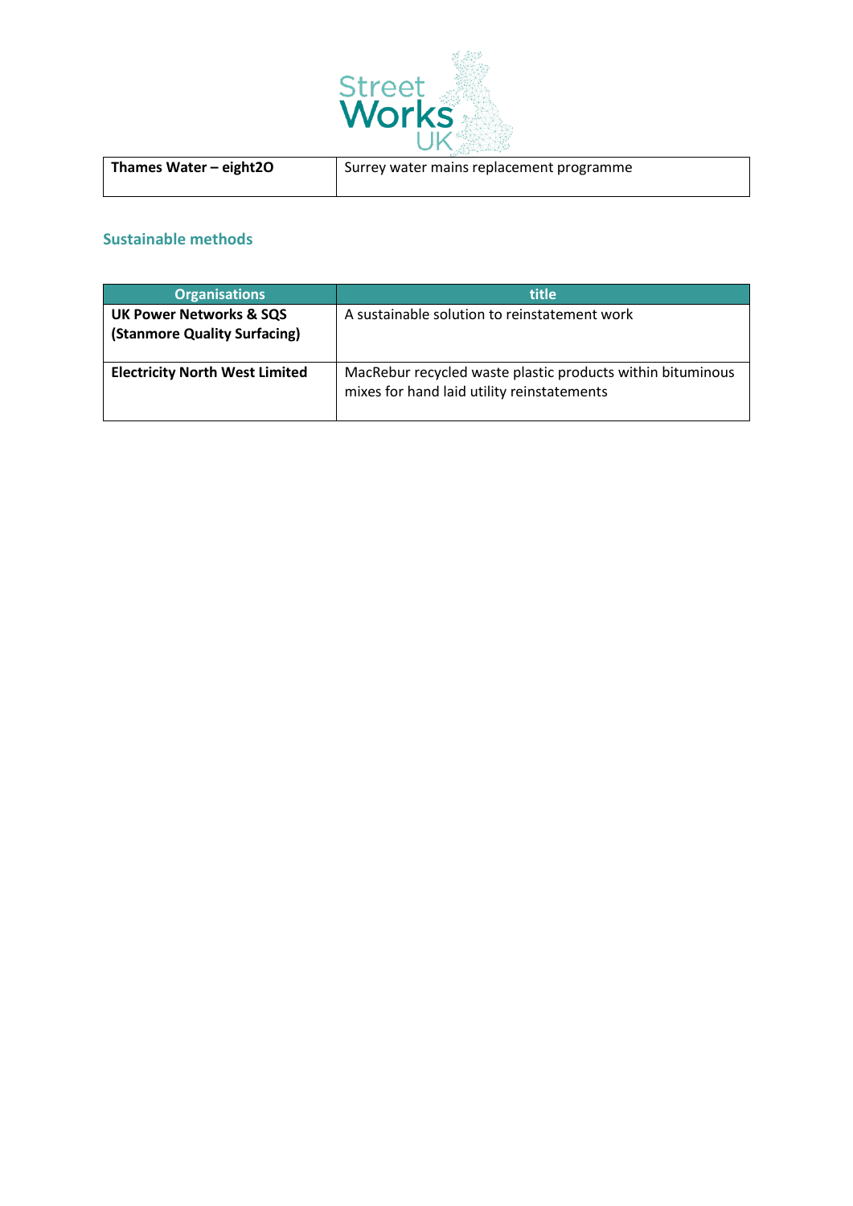| | |
|---|---|
| **Thames Water – eight2O** | Surrey water mains replacement programme |

## Sustainable methods

| Organisations | title |
|---|---|
| **UK Power Networks & SQS (Stanmore Quality Surfacing)** | A sustainable solution to reinstatement work |
| **Electricity North West Limited** | MacRebur recycled waste plastic products within bituminous mixes for hand laid utility reinstatements |